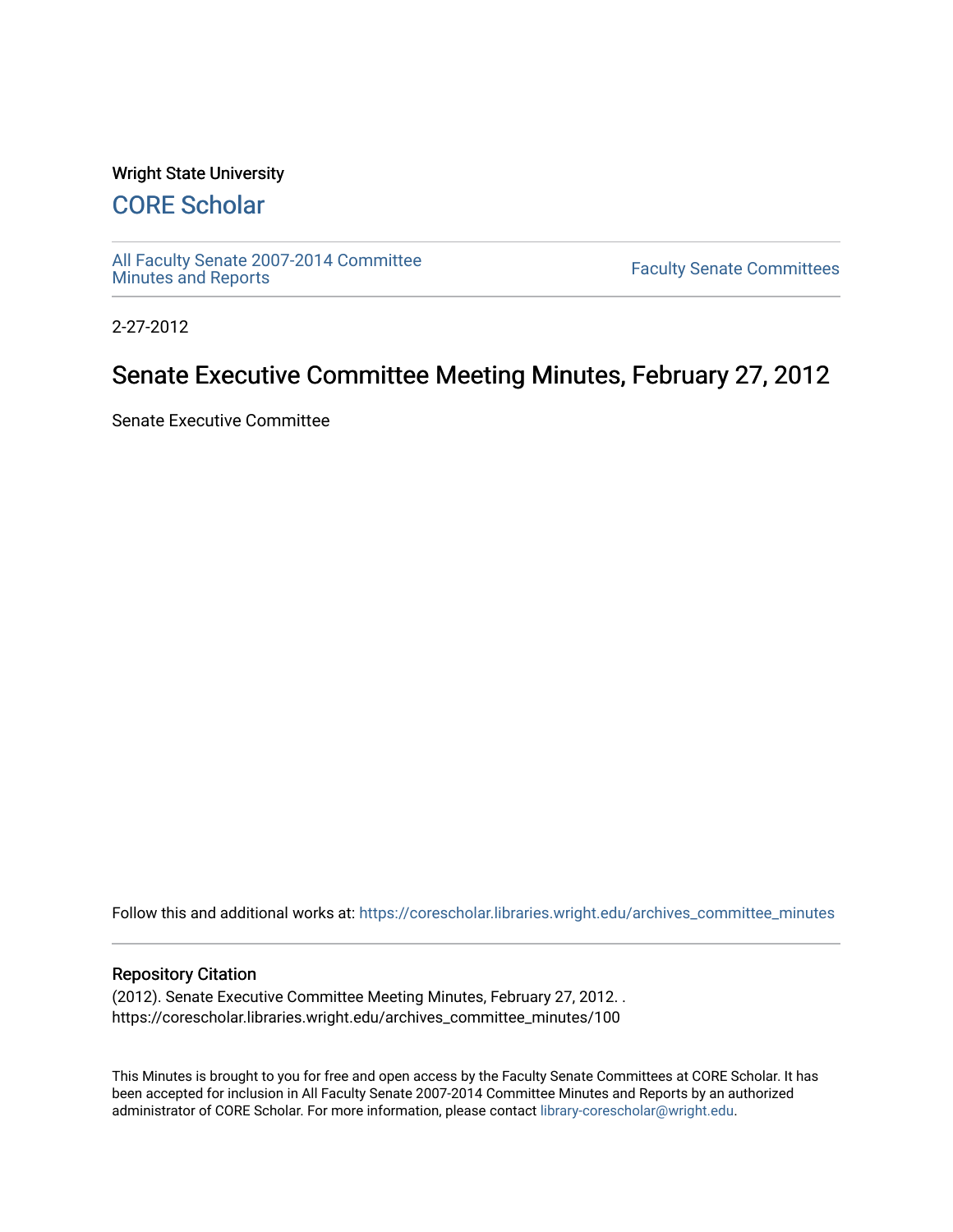Wright State University

# CORE Scholar

All Faculty Senate 2007-2014 Committee Minutes and Reports

Faculty Senate Committees

2-27-2012

## Senate Executive Committee Meeting Minutes, February 27, 2012

Senate Executive Committee

Follow this and additional works at: https://corescholar.libraries.wright.edu/archives_committee_minutes

### Repository Citation

(2012). Senate Executive Committee Meeting Minutes, February 27, 2012. .
https://corescholar.libraries.wright.edu/archives_committee_minutes/100

This Minutes is brought to you for free and open access by the Faculty Senate Committees at CORE Scholar. It has been accepted for inclusion in All Faculty Senate 2007-2014 Committee Minutes and Reports by an authorized administrator of CORE Scholar. For more information, please contact library-corescholar@wright.edu.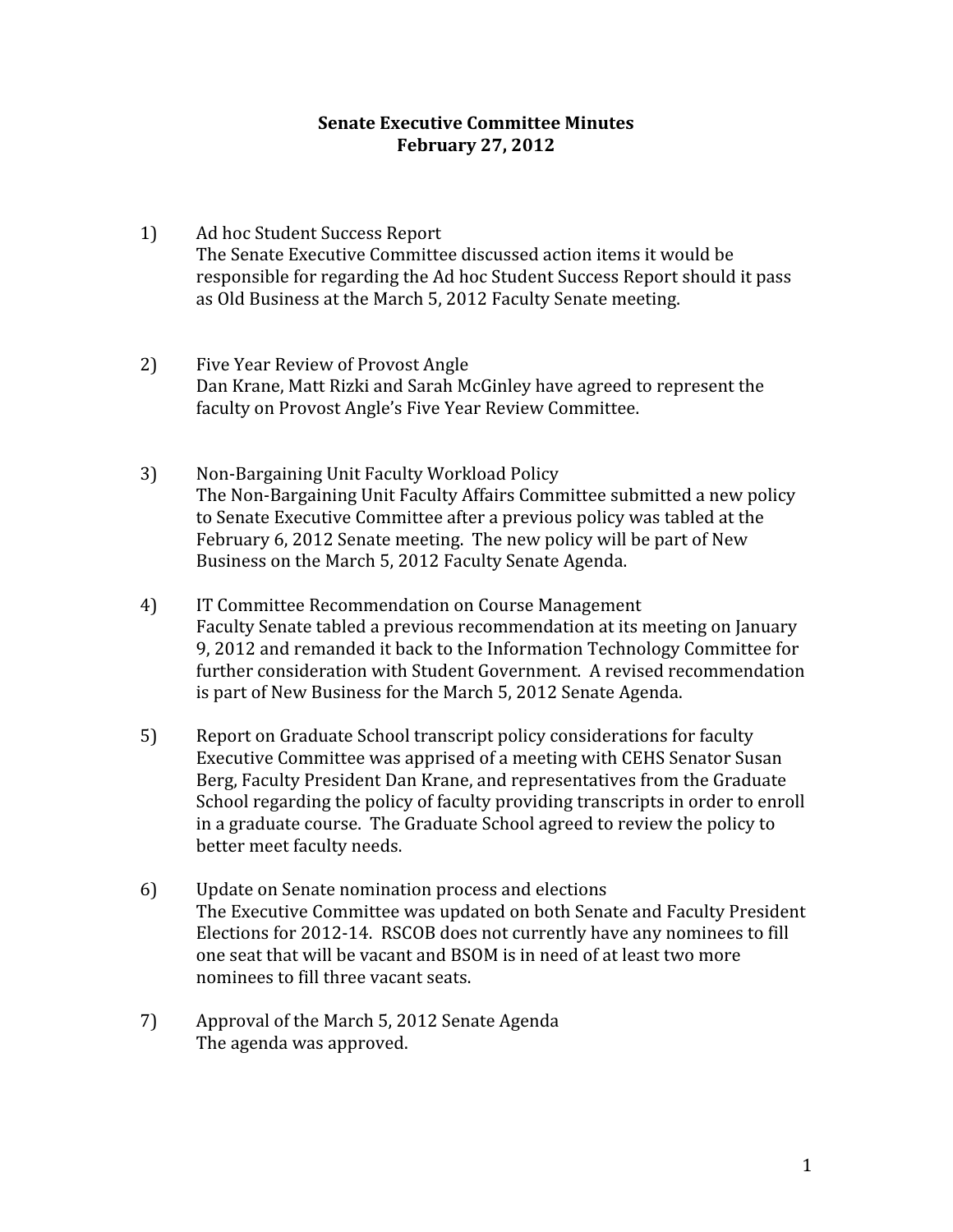# Senate Executive Committee Minutes
## February 27, 2012

1) Ad hoc Student Success Report
   The Senate Executive Committee discussed action items it would be responsible for regarding the Ad hoc Student Success Report should it pass as Old Business at the March 5, 2012 Faculty Senate meeting.

2) Five Year Review of Provost Angle
   Dan Krane, Matt Rizki and Sarah McGinley have agreed to represent the faculty on Provost Angle's Five Year Review Committee.

3) Non-Bargaining Unit Faculty Workload Policy
   The Non-Bargaining Unit Faculty Affairs Committee submitted a new policy to Senate Executive Committee after a previous policy was tabled at the February 6, 2012 Senate meeting. The new policy will be part of New Business on the March 5, 2012 Faculty Senate Agenda.

4) IT Committee Recommendation on Course Management
   Faculty Senate tabled a previous recommendation at its meeting on January 9, 2012 and remanded it back to the Information Technology Committee for further consideration with Student Government. A revised recommendation is part of New Business for the March 5, 2012 Senate Agenda.

5) Report on Graduate School transcript policy considerations for faculty
   Executive Committee was apprised of a meeting with CEHS Senator Susan Berg, Faculty President Dan Krane, and representatives from the Graduate School regarding the policy of faculty providing transcripts in order to enroll in a graduate course. The Graduate School agreed to review the policy to better meet faculty needs.

6) Update on Senate nomination process and elections
   The Executive Committee was updated on both Senate and Faculty President Elections for 2012-14. RSCOB does not currently have any nominees to fill one seat that will be vacant and BSOM is in need of at least two more nominees to fill three vacant seats.

7) Approval of the March 5, 2012 Senate Agenda
   The agenda was approved.